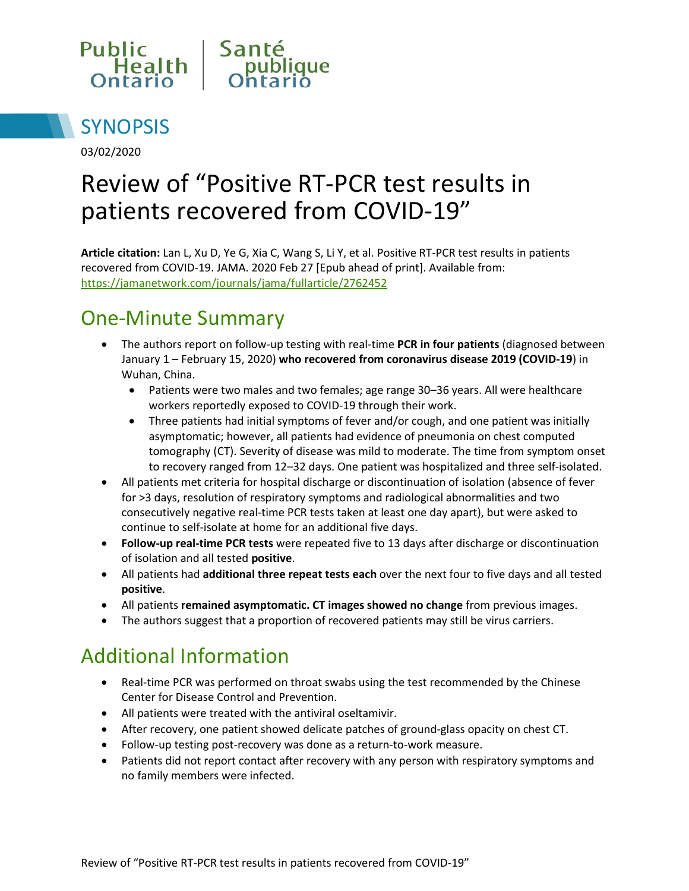Public Health Ontario | Santé publique Ontario

# SYNOPSIS

03/02/2020

# Review of "Positive RT-PCR test results in patients recovered from COVID-19"

**Article citation:** Lan L, Xu D, Ye G, Xia C, Wang S, Li Y, et al. Positive RT-PCR test results in patients recovered from COVID-19. JAMA. 2020 Feb 27 [Epub ahead of print]. Available from: https://jamanetwork.com/journals/jama/fullarticle/2762452

## One-Minute Summary

- The authors report on follow-up testing with real-time **PCR in four patients** (diagnosed between January 1 – February 15, 2020) **who recovered from coronavirus disease 2019 (COVID-19**) in Wuhan, China.
  - Patients were two males and two females; age range 30–36 years. All were healthcare workers reportedly exposed to COVID-19 through their work.
  - Three patients had initial symptoms of fever and/or cough, and one patient was initially asymptomatic; however, all patients had evidence of pneumonia on chest computed tomography (CT). Severity of disease was mild to moderate. The time from symptom onset to recovery ranged from 12–32 days. One patient was hospitalized and three self-isolated.
- All patients met criteria for hospital discharge or discontinuation of isolation (absence of fever for >3 days, resolution of respiratory symptoms and radiological abnormalities and two consecutively negative real-time PCR tests taken at least one day apart), but were asked to continue to self-isolate at home for an additional five days.
- **Follow-up real-time PCR tests** were repeated five to 13 days after discharge or discontinuation of isolation and all tested **positive**.
- All patients had **additional three repeat tests each** over the next four to five days and all tested **positive**.
- All patients **remained asymptomatic. CT images showed no change** from previous images.
- The authors suggest that a proportion of recovered patients may still be virus carriers.

## Additional Information

- Real-time PCR was performed on throat swabs using the test recommended by the Chinese Center for Disease Control and Prevention.
- All patients were treated with the antiviral oseltamivir.
- After recovery, one patient showed delicate patches of ground-glass opacity on chest CT.
- Follow-up testing post-recovery was done as a return-to-work measure.
- Patients did not report contact after recovery with any person with respiratory symptoms and no family members were infected.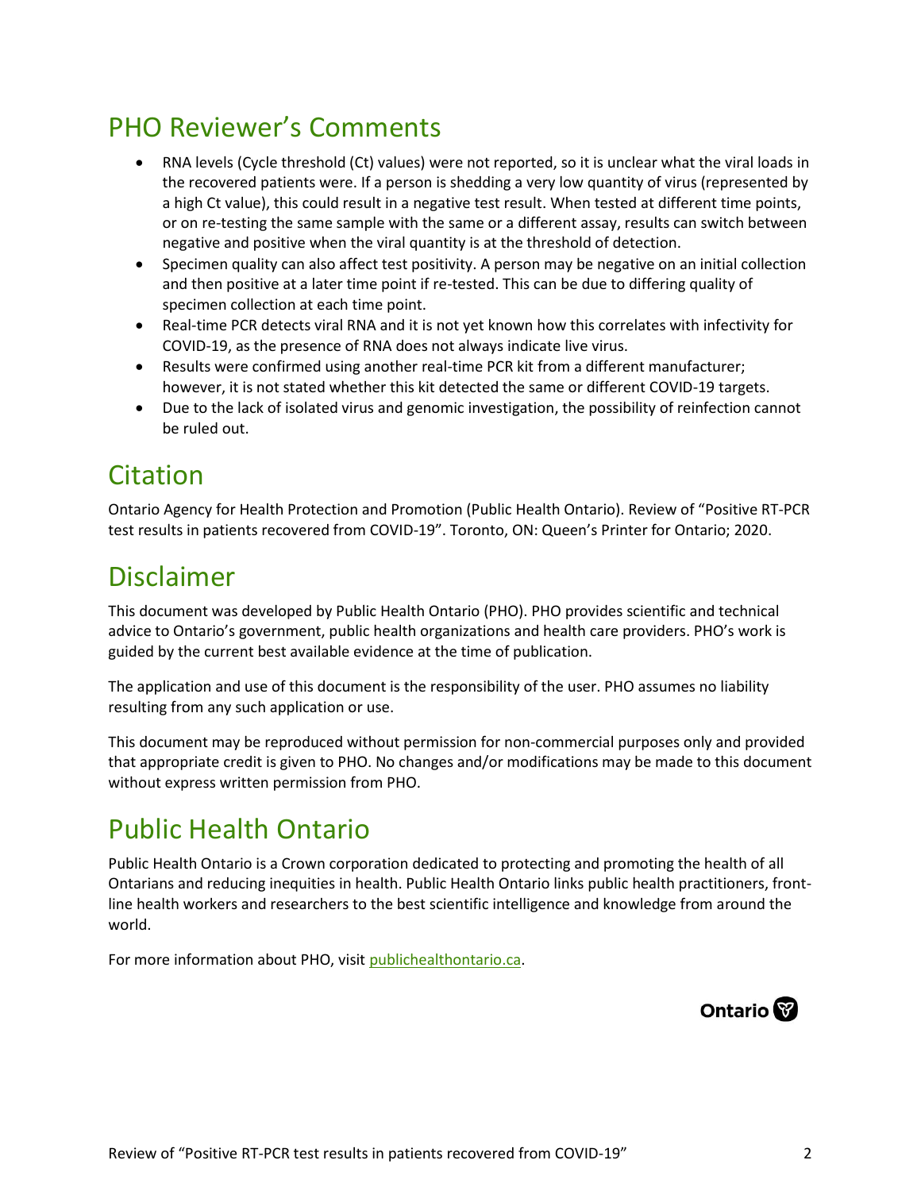## PHO Reviewer's Comments

- RNA levels (Cycle threshold (Ct) values) were not reported, so it is unclear what the viral loads in the recovered patients were. If a person is shedding a very low quantity of virus (represented by a high Ct value), this could result in a negative test result. When tested at different time points, or on re-testing the same sample with the same or a different assay, results can switch between negative and positive when the viral quantity is at the threshold of detection.
- Specimen quality can also affect test positivity. A person may be negative on an initial collection and then positive at a later time point if re-tested. This can be due to differing quality of specimen collection at each time point.
- Real-time PCR detects viral RNA and it is not yet known how this correlates with infectivity for COVID-19, as the presence of RNA does not always indicate live virus.
- Results were confirmed using another real-time PCR kit from a different manufacturer; however, it is not stated whether this kit detected the same or different COVID-19 targets.
- Due to the lack of isolated virus and genomic investigation, the possibility of reinfection cannot be ruled out.

## Citation

Ontario Agency for Health Protection and Promotion (Public Health Ontario). Review of "Positive RT-PCR test results in patients recovered from COVID-19". Toronto, ON: Queen's Printer for Ontario; 2020.

## Disclaimer

This document was developed by Public Health Ontario (PHO). PHO provides scientific and technical advice to Ontario's government, public health organizations and health care providers. PHO's work is guided by the current best available evidence at the time of publication.

The application and use of this document is the responsibility of the user. PHO assumes no liability resulting from any such application or use.

This document may be reproduced without permission for non-commercial purposes only and provided that appropriate credit is given to PHO. No changes and/or modifications may be made to this document without express written permission from PHO.

## Public Health Ontario

Public Health Ontario is a Crown corporation dedicated to protecting and promoting the health of all Ontarians and reducing inequities in health. Public Health Ontario links public health practitioners, front-line health workers and researchers to the best scientific intelligence and knowledge from around the world.

For more information about PHO, visit [publichealthontario.ca](publichealthontario.ca).

Ontario